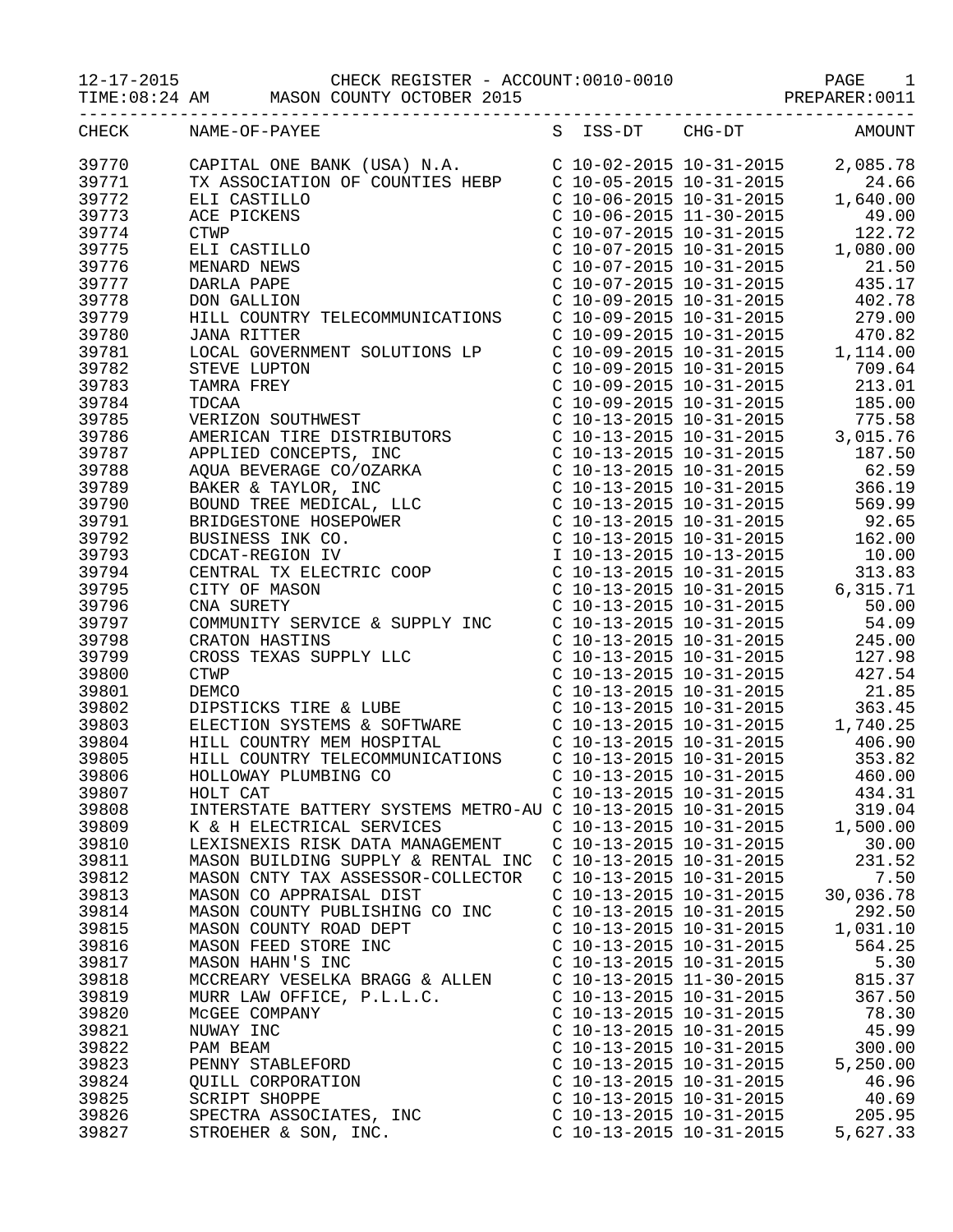12-17-2015 CHECK REGISTER - ACCOUNT:0010-0010
TIME:08:24 AM MASON COUNTY OCTOBER 2015 PREPARER:0011

| CHECK | NAME-OF-PAYEE | S | ISS-DT | CHG-DT | AMOUNT |
|---|---|---|---|---|---|
| 39770 | CAPITAL ONE BANK (USA) N.A. | C | 10-02-2015 | 10-31-2015 | 2,085.78 |
| 39771 | TX ASSOCIATION OF COUNTIES HEBP | C | 10-05-2015 | 10-31-2015 | 24.66 |
| 39772 | ELI CASTILLO | C | 10-06-2015 | 10-31-2015 | 1,640.00 |
| 39773 | ACE PICKENS | C | 10-06-2015 | 11-30-2015 | 49.00 |
| 39774 | CTWP | C | 10-07-2015 | 10-31-2015 | 122.72 |
| 39775 | ELI CASTILLO | C | 10-07-2015 | 10-31-2015 | 1,080.00 |
| 39776 | MENARD NEWS | C | 10-07-2015 | 10-31-2015 | 21.50 |
| 39777 | DARLA PAPE | C | 10-07-2015 | 10-31-2015 | 435.17 |
| 39778 | DON GALLION | C | 10-09-2015 | 10-31-2015 | 402.78 |
| 39779 | HILL COUNTRY TELECOMMUNICATIONS | C | 10-09-2015 | 10-31-2015 | 279.00 |
| 39780 | JANA RITTER | C | 10-09-2015 | 10-31-2015 | 470.82 |
| 39781 | LOCAL GOVERNMENT SOLUTIONS LP | C | 10-09-2015 | 10-31-2015 | 1,114.00 |
| 39782 | STEVE LUPTON | C | 10-09-2015 | 10-31-2015 | 709.64 |
| 39783 | TAMRA FREY | C | 10-09-2015 | 10-31-2015 | 213.01 |
| 39784 | TDCAA | C | 10-09-2015 | 10-31-2015 | 185.00 |
| 39785 | VERIZON SOUTHWEST | C | 10-13-2015 | 10-31-2015 | 775.58 |
| 39786 | AMERICAN TIRE DISTRIBUTORS | C | 10-13-2015 | 10-31-2015 | 3,015.76 |
| 39787 | APPLIED CONCEPTS, INC | C | 10-13-2015 | 10-31-2015 | 187.50 |
| 39788 | AQUA BEVERAGE CO/OZARKA | C | 10-13-2015 | 10-31-2015 | 62.59 |
| 39789 | BAKER & TAYLOR, INC | C | 10-13-2015 | 10-31-2015 | 366.19 |
| 39790 | BOUND TREE MEDICAL, LLC | C | 10-13-2015 | 10-31-2015 | 569.99 |
| 39791 | BRIDGESTONE HOSEPOWER | C | 10-13-2015 | 10-31-2015 | 92.65 |
| 39792 | BUSINESS INK CO. | C | 10-13-2015 | 10-31-2015 | 162.00 |
| 39793 | CDCAT-REGION IV | I | 10-13-2015 | 10-13-2015 | 10.00 |
| 39794 | CENTRAL TX ELECTRIC COOP | C | 10-13-2015 | 10-31-2015 | 313.83 |
| 39795 | CITY OF MASON | C | 10-13-2015 | 10-31-2015 | 6,315.71 |
| 39796 | CNA SURETY | C | 10-13-2015 | 10-31-2015 | 50.00 |
| 39797 | COMMUNITY SERVICE & SUPPLY INC | C | 10-13-2015 | 10-31-2015 | 54.09 |
| 39798 | CRATON HASTINS | C | 10-13-2015 | 10-31-2015 | 245.00 |
| 39799 | CROSS TEXAS SUPPLY LLC | C | 10-13-2015 | 10-31-2015 | 127.98 |
| 39800 | CTWP | C | 10-13-2015 | 10-31-2015 | 427.54 |
| 39801 | DEMCO | C | 10-13-2015 | 10-31-2015 | 21.85 |
| 39802 | DIPSTICKS TIRE & LUBE | C | 10-13-2015 | 10-31-2015 | 363.45 |
| 39803 | ELECTION SYSTEMS & SOFTWARE | C | 10-13-2015 | 10-31-2015 | 1,740.25 |
| 39804 | HILL COUNTRY MEM HOSPITAL | C | 10-13-2015 | 10-31-2015 | 406.90 |
| 39805 | HILL COUNTRY TELECOMMUNICATIONS | C | 10-13-2015 | 10-31-2015 | 353.82 |
| 39806 | HOLLOWAY PLUMBING CO | C | 10-13-2015 | 10-31-2015 | 460.00 |
| 39807 | HOLT CAT | C | 10-13-2015 | 10-31-2015 | 434.31 |
| 39808 | INTERSTATE BATTERY SYSTEMS METRO-AU | C | 10-13-2015 | 10-31-2015 | 319.04 |
| 39809 | K & H ELECTRICAL SERVICES | C | 10-13-2015 | 10-31-2015 | 1,500.00 |
| 39810 | LEXISNEXIS RISK DATA MANAGEMENT | C | 10-13-2015 | 10-31-2015 | 30.00 |
| 39811 | MASON BUILDING SUPPLY & RENTAL INC | C | 10-13-2015 | 10-31-2015 | 231.52 |
| 39812 | MASON CNTY TAX ASSESSOR-COLLECTOR | C | 10-13-2015 | 10-31-2015 | 7.50 |
| 39813 | MASON CO APPRAISAL DIST | C | 10-13-2015 | 10-31-2015 | 30,036.78 |
| 39814 | MASON COUNTY PUBLISHING CO INC | C | 10-13-2015 | 10-31-2015 | 292.50 |
| 39815 | MASON COUNTY ROAD DEPT | C | 10-13-2015 | 10-31-2015 | 1,031.10 |
| 39816 | MASON FEED STORE INC | C | 10-13-2015 | 10-31-2015 | 564.25 |
| 39817 | MASON HAHN'S INC | C | 10-13-2015 | 10-31-2015 | 5.30 |
| 39818 | MCCREARY VESELKA BRAGG & ALLEN | C | 10-13-2015 | 11-30-2015 | 815.37 |
| 39819 | MURR LAW OFFICE, P.L.L.C. | C | 10-13-2015 | 10-31-2015 | 367.50 |
| 39820 | McGEE COMPANY | C | 10-13-2015 | 10-31-2015 | 78.30 |
| 39821 | NUWAY INC | C | 10-13-2015 | 10-31-2015 | 45.99 |
| 39822 | PAM BEAM | C | 10-13-2015 | 10-31-2015 | 300.00 |
| 39823 | PENNY STABLEFORD | C | 10-13-2015 | 10-31-2015 | 5,250.00 |
| 39824 | QUILL CORPORATION | C | 10-13-2015 | 10-31-2015 | 46.96 |
| 39825 | SCRIPT SHOPPE | C | 10-13-2015 | 10-31-2015 | 40.69 |
| 39826 | SPECTRA ASSOCIATES, INC | C | 10-13-2015 | 10-31-2015 | 205.95 |
| 39827 | STROEHER & SON, INC. | C | 10-13-2015 | 10-31-2015 | 5,627.33 |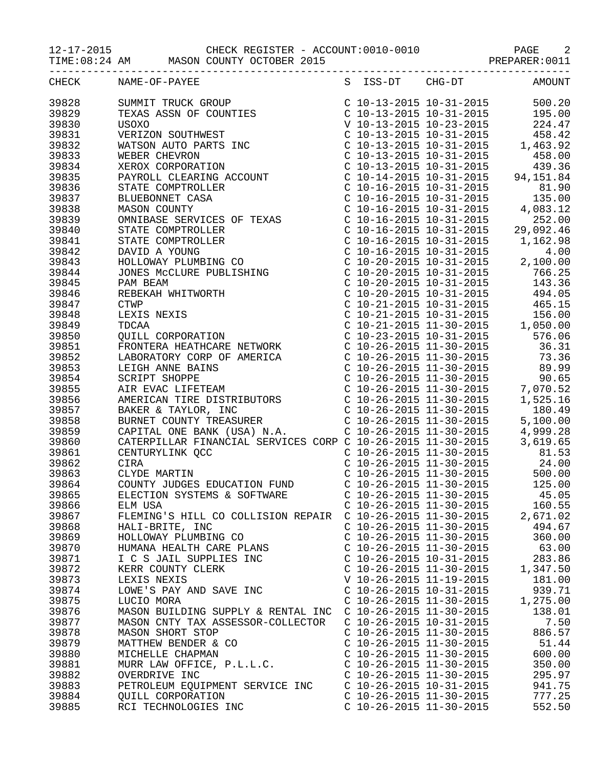12-17-2015 CHECK REGISTER - ACCOUNT:0010-0010
TIME:08:24 AM MASON COUNTY OCTOBER 2015 PREPARER:0011

| CHECK | NAME-OF-PAYEE | S | ISS-DT | CHG-DT | AMOUNT |
|---|---|---|---|---|---|
| 39828 | SUMMIT TRUCK GROUP | C | 10-13-2015 | 10-31-2015 | 500.20 |
| 39829 | TEXAS ASSN OF COUNTIES | C | 10-13-2015 | 10-31-2015 | 195.00 |
| 39830 | USOXO | V | 10-13-2015 | 10-23-2015 | 224.47 |
| 39831 | VERIZON SOUTHWEST | C | 10-13-2015 | 10-31-2015 | 458.42 |
| 39832 | WATSON AUTO PARTS INC | C | 10-13-2015 | 10-31-2015 | 1,463.92 |
| 39833 | WEBER CHEVRON | C | 10-13-2015 | 10-31-2015 | 458.00 |
| 39834 | XEROX CORPORATION | C | 10-13-2015 | 10-31-2015 | 439.36 |
| 39835 | PAYROLL CLEARING ACCOUNT | C | 10-14-2015 | 10-31-2015 | 94,151.84 |
| 39836 | STATE COMPTROLLER | C | 10-16-2015 | 10-31-2015 | 81.90 |
| 39837 | BLUEBONNET CASA | C | 10-16-2015 | 10-31-2015 | 135.00 |
| 39838 | MASON COUNTY | C | 10-16-2015 | 10-31-2015 | 4,083.12 |
| 39839 | OMNIBASE SERVICES OF TEXAS | C | 10-16-2015 | 10-31-2015 | 252.00 |
| 39840 | STATE COMPTROLLER | C | 10-16-2015 | 10-31-2015 | 29,092.46 |
| 39841 | STATE COMPTROLLER | C | 10-16-2015 | 10-31-2015 | 1,162.98 |
| 39842 | DAVID A YOUNG | C | 10-16-2015 | 10-31-2015 | 4.00 |
| 39843 | HOLLOWAY PLUMBING CO | C | 10-20-2015 | 10-31-2015 | 2,100.00 |
| 39844 | JONES McCLURE PUBLISHING | C | 10-20-2015 | 10-31-2015 | 766.25 |
| 39845 | PAM BEAM | C | 10-20-2015 | 10-31-2015 | 143.36 |
| 39846 | REBEKAH WHITWORTH | C | 10-20-2015 | 10-31-2015 | 494.05 |
| 39847 | CTWP | C | 10-21-2015 | 10-31-2015 | 465.15 |
| 39848 | LEXIS NEXIS | C | 10-21-2015 | 10-31-2015 | 156.00 |
| 39849 | TDCAA | C | 10-21-2015 | 11-30-2015 | 1,050.00 |
| 39850 | QUILL CORPORATION | C | 10-23-2015 | 10-31-2015 | 576.06 |
| 39851 | FRONTERA HEATHCARE NETWORK | C | 10-26-2015 | 11-30-2015 | 36.31 |
| 39852 | LABORATORY CORP OF AMERICA | C | 10-26-2015 | 11-30-2015 | 73.36 |
| 39853 | LEIGH ANNE BAINS | C | 10-26-2015 | 11-30-2015 | 89.99 |
| 39854 | SCRIPT SHOPPE | C | 10-26-2015 | 11-30-2015 | 90.65 |
| 39855 | AIR EVAC LIFETEAM | C | 10-26-2015 | 11-30-2015 | 7,070.52 |
| 39856 | AMERICAN TIRE DISTRIBUTORS | C | 10-26-2015 | 11-30-2015 | 1,525.16 |
| 39857 | BAKER & TAYLOR, INC | C | 10-26-2015 | 11-30-2015 | 180.49 |
| 39858 | BURNET COUNTY TREASURER | C | 10-26-2015 | 11-30-2015 | 5,100.00 |
| 39859 | CAPITAL ONE BANK (USA) N.A. | C | 10-26-2015 | 11-30-2015 | 4,999.28 |
| 39860 | CATERPILLAR FINANCIAL SERVICES CORP | C | 10-26-2015 | 11-30-2015 | 3,619.65 |
| 39861 | CENTURYLINK QCC | C | 10-26-2015 | 11-30-2015 | 81.53 |
| 39862 | CIRA | C | 10-26-2015 | 11-30-2015 | 24.00 |
| 39863 | CLYDE MARTIN | C | 10-26-2015 | 11-30-2015 | 500.00 |
| 39864 | COUNTY JUDGES EDUCATION FUND | C | 10-26-2015 | 11-30-2015 | 125.00 |
| 39865 | ELECTION SYSTEMS & SOFTWARE | C | 10-26-2015 | 11-30-2015 | 45.05 |
| 39866 | ELM USA | C | 10-26-2015 | 11-30-2015 | 160.55 |
| 39867 | FLEMING'S HILL CO COLLISION REPAIR | C | 10-26-2015 | 11-30-2015 | 2,671.02 |
| 39868 | HALI-BRITE, INC | C | 10-26-2015 | 11-30-2015 | 494.67 |
| 39869 | HOLLOWAY PLUMBING CO | C | 10-26-2015 | 11-30-2015 | 360.00 |
| 39870 | HUMANA HEALTH CARE PLANS | C | 10-26-2015 | 11-30-2015 | 63.00 |
| 39871 | I C S JAIL SUPPLIES INC | C | 10-26-2015 | 10-31-2015 | 283.86 |
| 39872 | KERR COUNTY CLERK | C | 10-26-2015 | 11-30-2015 | 1,347.50 |
| 39873 | LEXIS NEXIS | V | 10-26-2015 | 11-19-2015 | 181.00 |
| 39874 | LOWE'S PAY AND SAVE INC | C | 10-26-2015 | 10-31-2015 | 939.71 |
| 39875 | LUCIO MORA | C | 10-26-2015 | 11-30-2015 | 1,275.00 |
| 39876 | MASON BUILDING SUPPLY & RENTAL INC | C | 10-26-2015 | 11-30-2015 | 138.01 |
| 39877 | MASON CNTY TAX ASSESSOR-COLLECTOR | C | 10-26-2015 | 10-31-2015 | 7.50 |
| 39878 | MASON SHORT STOP | C | 10-26-2015 | 11-30-2015 | 886.57 |
| 39879 | MATTHEW BENDER & CO | C | 10-26-2015 | 11-30-2015 | 51.44 |
| 39880 | MICHELLE CHAPMAN | C | 10-26-2015 | 11-30-2015 | 600.00 |
| 39881 | MURR LAW OFFICE, P.L.L.C. | C | 10-26-2015 | 11-30-2015 | 350.00 |
| 39882 | OVERDRIVE INC | C | 10-26-2015 | 11-30-2015 | 295.97 |
| 39883 | PETROLEUM EQUIPMENT SERVICE INC | C | 10-26-2015 | 10-31-2015 | 941.75 |
| 39884 | QUILL CORPORATION | C | 10-26-2015 | 11-30-2015 | 777.25 |
| 39885 | RCI TECHNOLOGIES INC | C | 10-26-2015 | 11-30-2015 | 552.50 |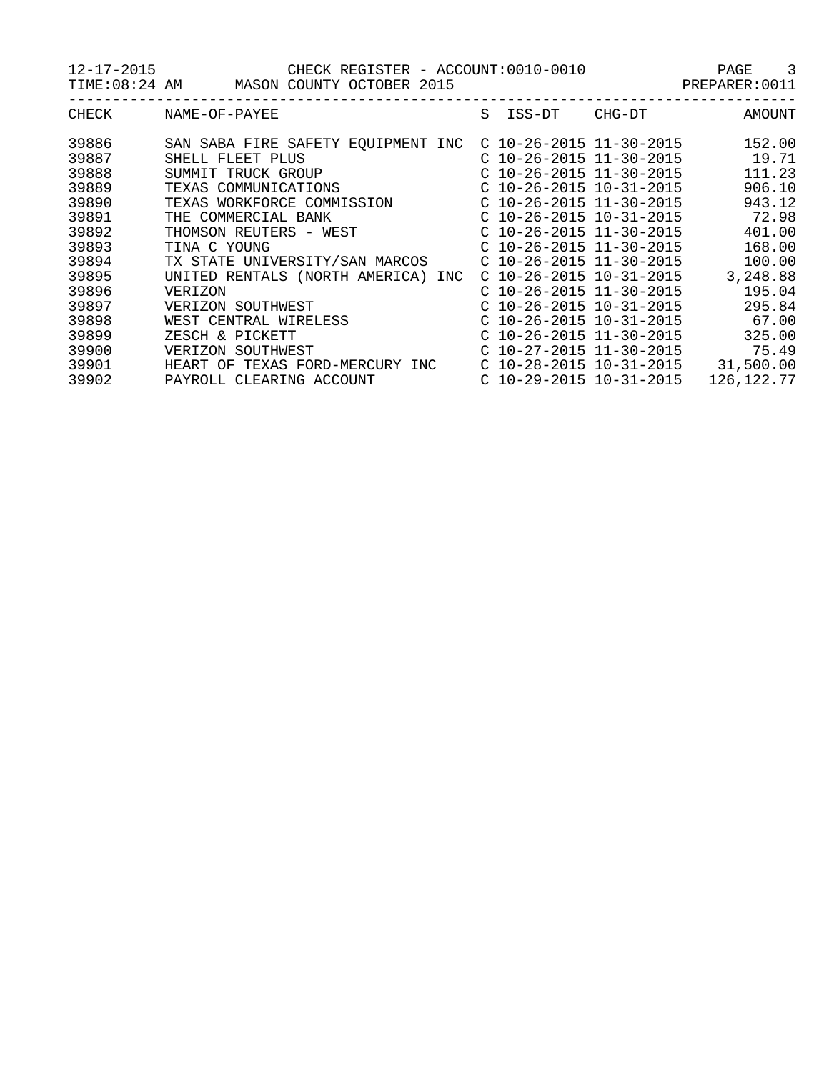12-17-2015 CHECK REGISTER - ACCOUNT:0010-0010

TIME:08:24 AM MASON COUNTY OCTOBER 2015 PREPARER:0011

| CHECK | NAME-OF-PAYEE | S | ISS-DT | CHG-DT | AMOUNT |
|---|---|---|---|---|---|
| 39886 | SAN SABA FIRE SAFETY EQUIPMENT INC | C | 10-26-2015 | 11-30-2015 | 152.00 |
| 39887 | SHELL FLEET PLUS | C | 10-26-2015 | 11-30-2015 | 19.71 |
| 39888 | SUMMIT TRUCK GROUP | C | 10-26-2015 | 11-30-2015 | 111.23 |
| 39889 | TEXAS COMMUNICATIONS | C | 10-26-2015 | 10-31-2015 | 906.10 |
| 39890 | TEXAS WORKFORCE COMMISSION | C | 10-26-2015 | 11-30-2015 | 943.12 |
| 39891 | THE COMMERCIAL BANK | C | 10-26-2015 | 10-31-2015 | 72.98 |
| 39892 | THOMSON REUTERS - WEST | C | 10-26-2015 | 11-30-2015 | 401.00 |
| 39893 | TINA C YOUNG | C | 10-26-2015 | 11-30-2015 | 168.00 |
| 39894 | TX STATE UNIVERSITY/SAN MARCOS | C | 10-26-2015 | 11-30-2015 | 100.00 |
| 39895 | UNITED RENTALS (NORTH AMERICA) INC | C | 10-26-2015 | 10-31-2015 | 3,248.88 |
| 39896 | VERIZON | C | 10-26-2015 | 11-30-2015 | 195.04 |
| 39897 | VERIZON SOUTHWEST | C | 10-26-2015 | 10-31-2015 | 295.84 |
| 39898 | WEST CENTRAL WIRELESS | C | 10-26-2015 | 10-31-2015 | 67.00 |
| 39899 | ZESCH & PICKETT | C | 10-26-2015 | 11-30-2015 | 325.00 |
| 39900 | VERIZON SOUTHWEST | C | 10-27-2015 | 11-30-2015 | 75.49 |
| 39901 | HEART OF TEXAS FORD-MERCURY INC | C | 10-28-2015 | 10-31-2015 | 31,500.00 |
| 39902 | PAYROLL CLEARING ACCOUNT | C | 10-29-2015 | 10-31-2015 | 126,122.77 |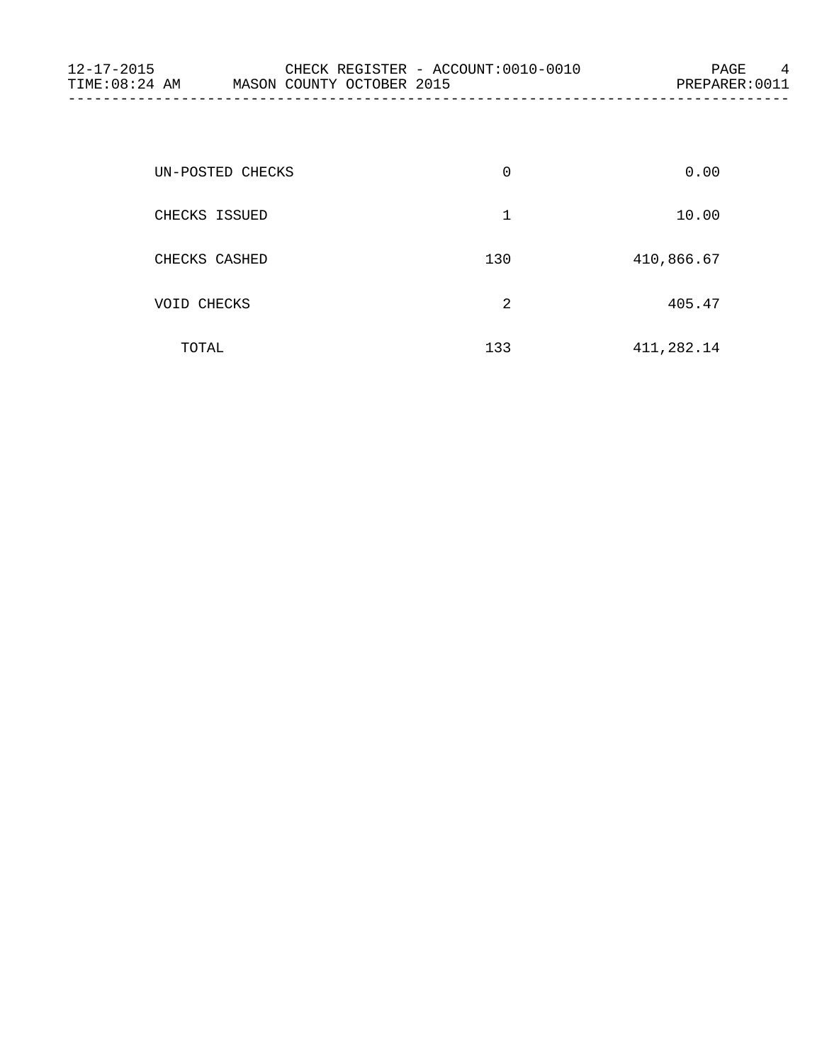| | | |
|---|---|---|
| UN-POSTED CHECKS | 0 | 0.00 |
| CHECKS ISSUED | 1 | 10.00 |
| CHECKS CASHED | 130 | 410,866.67 |
| VOID CHECKS | 2 | 405.47 |
| TOTAL | 133 | 411,282.14 |